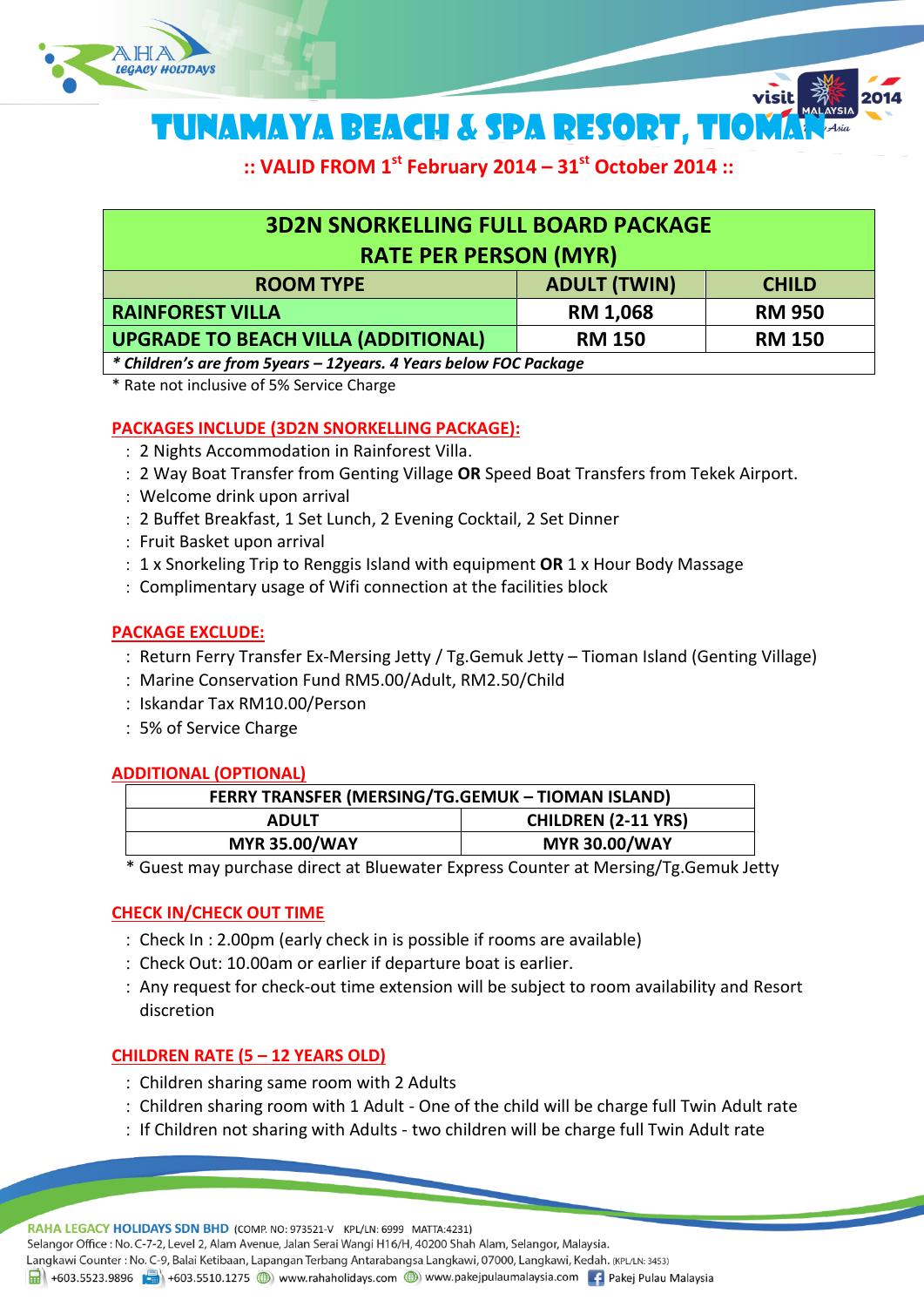# TUNAMAYA BEACH & SPA RESORT, TIOMAN

**:: VALID FROM 1st February 2014 – 31st October 2014 ::**

| 3D2N SNORKELLING FULL BOARD PACKAGE RATE PER PERSON (MYR) | | |
|---|---|---|
| **ROOM TYPE** | **ADULT (TWIN)** | **CHILD** |
| **RAINFOREST VILLA** | **RM 1,068** | **RM 950** |
| **UPGRADE TO BEACH VILLA (ADDITIONAL)** | **RM 150** | **RM 150** |
| ***\* Children's are from 5years – 12years. 4 Years below FOC Package*** | | |

\* Rate not inclusive of 5% Service Charge

## PACKAGES INCLUDE (3D2N SNORKELLING PACKAGE):

- 2 Nights Accommodation in Rainforest Villa.
- 2 Way Boat Transfer from Genting Village **OR** Speed Boat Transfers from Tekek Airport.
- Welcome drink upon arrival
- 2 Buffet Breakfast, 1 Set Lunch, 2 Evening Cocktail, 2 Set Dinner
- Fruit Basket upon arrival
- 1 x Snorkeling Trip to Renggis Island with equipment **OR** 1 x Hour Body Massage
- Complimentary usage of Wifi connection at the facilities block

## PACKAGE EXCLUDE:

- Return Ferry Transfer Ex-Mersing Jetty / Tg.Gemuk Jetty – Tioman Island (Genting Village)
- Marine Conservation Fund RM5.00/Adult, RM2.50/Child
- Iskandar Tax RM10.00/Person
- 5% of Service Charge

## ADDITIONAL (OPTIONAL)

| FERRY TRANSFER (MERSING/TG.GEMUK – TIOMAN ISLAND) | |
|---|---|
| **ADULT** | **CHILDREN (2-11 YRS)** |
| **MYR 35.00/WAY** | **MYR 30.00/WAY** |

\* Guest may purchase direct at Bluewater Express Counter at Mersing/Tg.Gemuk Jetty

## CHECK IN/CHECK OUT TIME

- Check In : 2.00pm (early check in is possible if rooms are available)
- Check Out: 10.00am or earlier if departure boat is earlier.
- Any request for check-out time extension will be subject to room availability and Resort discretion

## CHILDREN RATE (5 – 12 YEARS OLD)

- Children sharing same room with 2 Adults
- Children sharing room with 1 Adult - One of the child will be charge full Twin Adult rate
- If Children not sharing with Adults - two children will be charge full Twin Adult rate

**RAHA LEGACY HOLIDAYS SDN BHD** (COMP. NO: 973521-V KPL/LN: 6999 MATTA:4231)
Selangor Office : No. C-7-2, Level 2, Alam Avenue, Jalan Serai Wangi H16/H, 40200 Shah Alam, Selangor, Malaysia.
Langkawi Counter : No. C-9, Balai Ketibaan, Lapangan Terbang Antarabangsa Langkawi, 07000, Langkawi, Kedah. (KPL/LN: 3453)
+603.5523.9896 +603.5510.1275 www.rahaholidays.com www.pakejpulaumalaysia.com Pakej Pulau Malaysia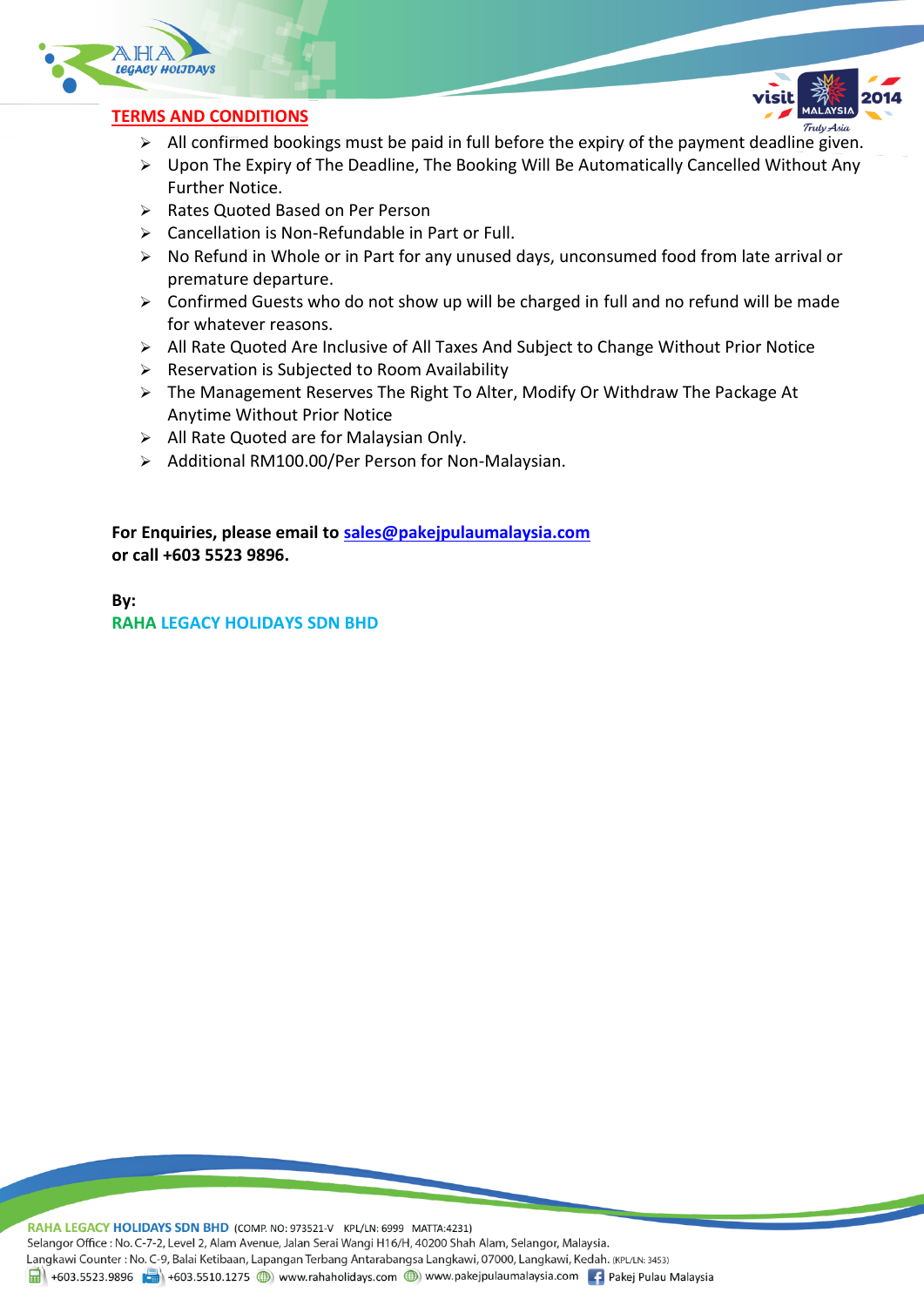## TERMS AND CONDITIONS

- All confirmed bookings must be paid in full before the expiry of the payment deadline given.
- Upon The Expiry of The Deadline, The Booking Will Be Automatically Cancelled Without Any Further Notice.
- Rates Quoted Based on Per Person
- Cancellation is Non-Refundable in Part or Full.
- No Refund in Whole or in Part for any unused days, unconsumed food from late arrival or premature departure.
- Confirmed Guests who do not show up will be charged in full and no refund will be made for whatever reasons.
- All Rate Quoted Are Inclusive of All Taxes And Subject to Change Without Prior Notice
- Reservation is Subjected to Room Availability
- The Management Reserves The Right To Alter, Modify Or Withdraw The Package At Anytime Without Prior Notice
- All Rate Quoted are for Malaysian Only.
- Additional RM100.00/Per Person for Non-Malaysian.

**For Enquiries, please email to sales@pakejpulaumalaysia.com or call +603 5523 9896.**

**By:**
**RAHA LEGACY HOLIDAYS SDN BHD**

RAHA LEGACY HOLIDAYS SDN BHD (COMP. NO: 973521-V KPL/LN: 6999 MATTA:4231)
Selangor Office : No. C-7-2, Level 2, Alam Avenue, Jalan Serai Wangi H16/H, 40200 Shah Alam, Selangor, Malaysia.
Langkawi Counter : No. C-9, Balai Ketibaan, Lapangan Terbang Antarabangsa Langkawi, 07000, Langkawi, Kedah. (KPL/LN: 3453)
+603.5523.9896 +603.5510.1275 www.rahaholidays.com www.pakejpulaumalaysia.com Pakej Pulau Malaysia